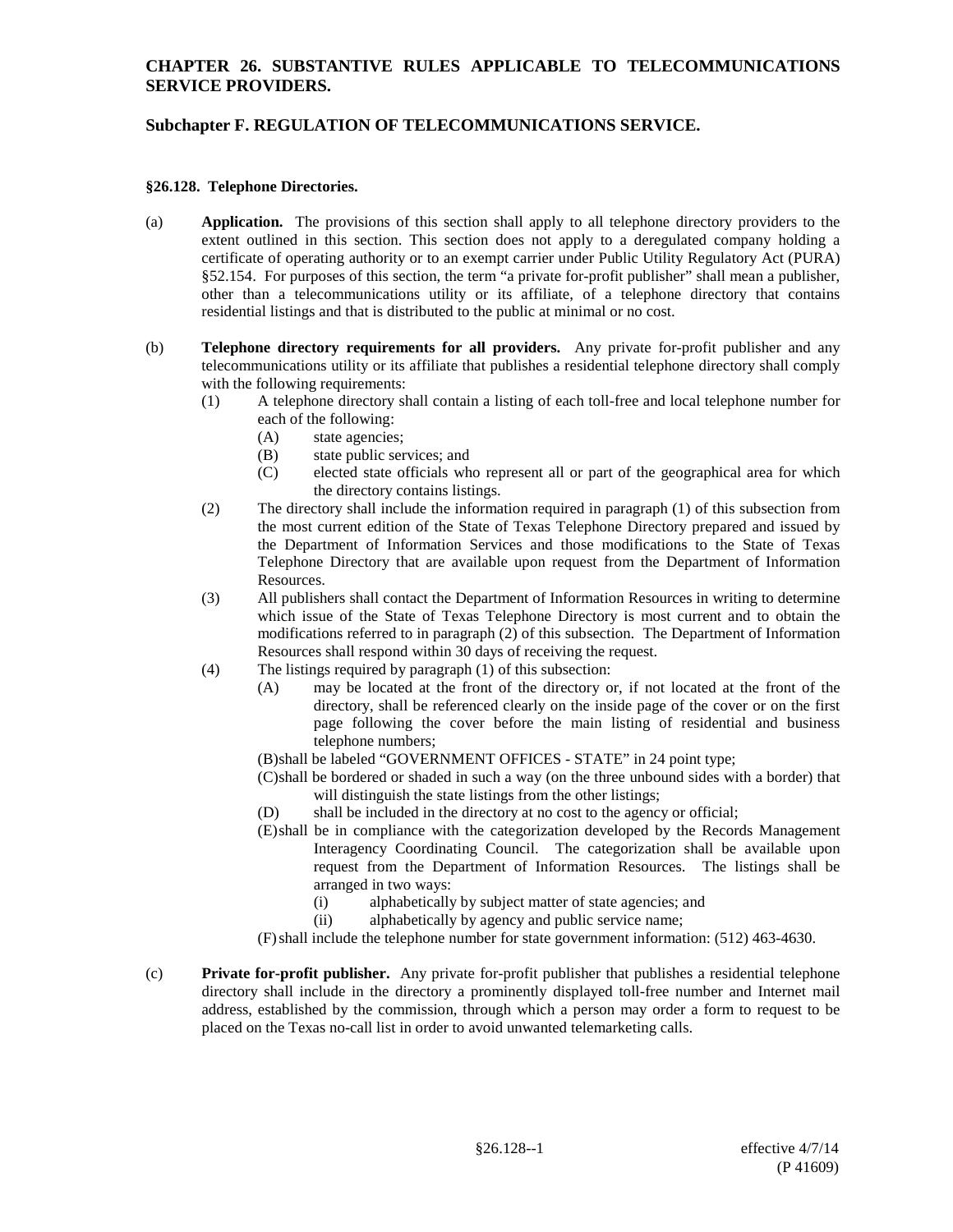# CHAPTER 26. SUBSTANTIVE RULES APPLICABLE TO TELECOMMUNICATIONS SERVICE PROVIDERS.

## Subchapter F. REGULATION OF TELECOMMUNICATIONS SERVICE.

### §26.128. Telephone Directories.

(a) **Application.** The provisions of this section shall apply to all telephone directory providers to the extent outlined in this section. This section does not apply to a deregulated company holding a certificate of operating authority or to an exempt carrier under Public Utility Regulatory Act (PURA) §52.154. For purposes of this section, the term "a private for-profit publisher" shall mean a publisher, other than a telecommunications utility or its affiliate, of a telephone directory that contains residential listings and that is distributed to the public at minimal or no cost.

(b) **Telephone directory requirements for all providers.** Any private for-profit publisher and any telecommunications utility or its affiliate that publishes a residential telephone directory shall comply with the following requirements:

- (1) A telephone directory shall contain a listing of each toll-free and local telephone number for each of the following:
  - (A) state agencies;
  - (B) state public services; and
  - (C) elected state officials who represent all or part of the geographical area for which the directory contains listings.
- (2) The directory shall include the information required in paragraph (1) of this subsection from the most current edition of the State of Texas Telephone Directory prepared and issued by the Department of Information Services and those modifications to the State of Texas Telephone Directory that are available upon request from the Department of Information Resources.
- (3) All publishers shall contact the Department of Information Resources in writing to determine which issue of the State of Texas Telephone Directory is most current and to obtain the modifications referred to in paragraph (2) of this subsection. The Department of Information Resources shall respond within 30 days of receiving the request.
- (4) The listings required by paragraph (1) of this subsection:
  - (A) may be located at the front of the directory or, if not located at the front of the directory, shall be referenced clearly on the inside page of the cover or on the first page following the cover before the main listing of residential and business telephone numbers;
  - (B) shall be labeled "GOVERNMENT OFFICES - STATE" in 24 point type;
  - (C) shall be bordered or shaded in such a way (on the three unbound sides with a border) that will distinguish the state listings from the other listings;
  - (D) shall be included in the directory at no cost to the agency or official;
  - (E) shall be in compliance with the categorization developed by the Records Management Interagency Coordinating Council. The categorization shall be available upon request from the Department of Information Resources. The listings shall be arranged in two ways:
    - (i) alphabetically by subject matter of state agencies; and
    - (ii) alphabetically by agency and public service name;
  - (F) shall include the telephone number for state government information: (512) 463-4630.

(c) **Private for-profit publisher.** Any private for-profit publisher that publishes a residential telephone directory shall include in the directory a prominently displayed toll-free number and Internet mail address, established by the commission, through which a person may order a form to request to be placed on the Texas no-call list in order to avoid unwanted telemarketing calls.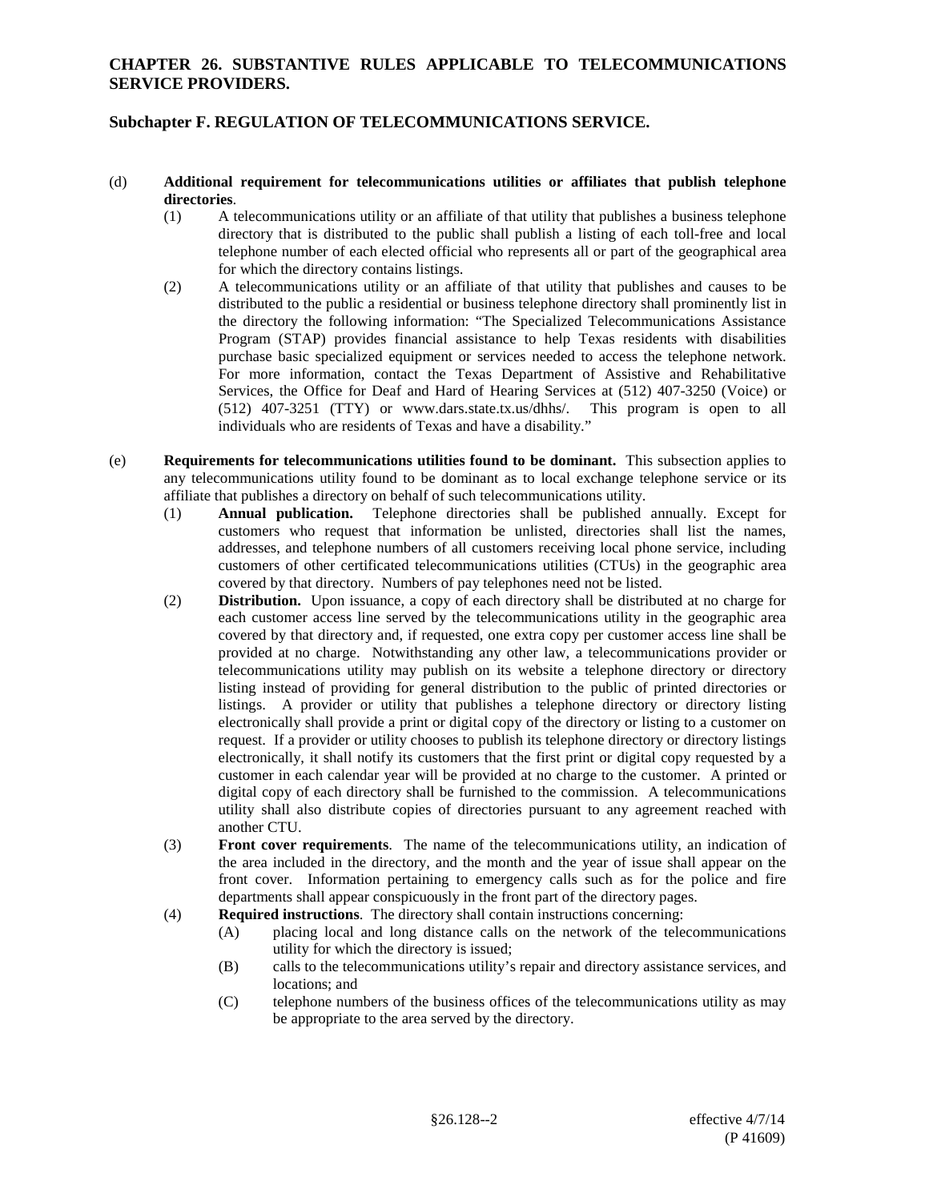**CHAPTER 26. SUBSTANTIVE RULES APPLICABLE TO TELECOMMUNICATIONS SERVICE PROVIDERS.**

**Subchapter F. REGULATION OF TELECOMMUNICATIONS SERVICE.**

(d) **Additional requirement for telecommunications utilities or affiliates that publish telephone directories**.

(1) A telecommunications utility or an affiliate of that utility that publishes a business telephone directory that is distributed to the public shall publish a listing of each toll-free and local telephone number of each elected official who represents all or part of the geographical area for which the directory contains listings.

(2) A telecommunications utility or an affiliate of that utility that publishes and causes to be distributed to the public a residential or business telephone directory shall prominently list in the directory the following information: "The Specialized Telecommunications Assistance Program (STAP) provides financial assistance to help Texas residents with disabilities purchase basic specialized equipment or services needed to access the telephone network. For more information, contact the Texas Department of Assistive and Rehabilitative Services, the Office for Deaf and Hard of Hearing Services at (512) 407-3250 (Voice) or (512) 407-3251 (TTY) or www.dars.state.tx.us/dhhs/. This program is open to all individuals who are residents of Texas and have a disability."

(e) **Requirements for telecommunications utilities found to be dominant.** This subsection applies to any telecommunications utility found to be dominant as to local exchange telephone service or its affiliate that publishes a directory on behalf of such telecommunications utility.

(1) **Annual publication.** Telephone directories shall be published annually. Except for customers who request that information be unlisted, directories shall list the names, addresses, and telephone numbers of all customers receiving local phone service, including customers of other certificated telecommunications utilities (CTUs) in the geographic area covered by that directory. Numbers of pay telephones need not be listed.

(2) **Distribution.** Upon issuance, a copy of each directory shall be distributed at no charge for each customer access line served by the telecommunications utility in the geographic area covered by that directory and, if requested, one extra copy per customer access line shall be provided at no charge. Notwithstanding any other law, a telecommunications provider or telecommunications utility may publish on its website a telephone directory or directory listing instead of providing for general distribution to the public of printed directories or listings. A provider or utility that publishes a telephone directory or directory listing electronically shall provide a print or digital copy of the directory or listing to a customer on request. If a provider or utility chooses to publish its telephone directory or directory listings electronically, it shall notify its customers that the first print or digital copy requested by a customer in each calendar year will be provided at no charge to the customer. A printed or digital copy of each directory shall be furnished to the commission. A telecommunications utility shall also distribute copies of directories pursuant to any agreement reached with another CTU.

(3) **Front cover requirements**. The name of the telecommunications utility, an indication of the area included in the directory, and the month and the year of issue shall appear on the front cover. Information pertaining to emergency calls such as for the police and fire departments shall appear conspicuously in the front part of the directory pages.

(4) **Required instructions**. The directory shall contain instructions concerning:

(A) placing local and long distance calls on the network of the telecommunications utility for which the directory is issued;

(B) calls to the telecommunications utility's repair and directory assistance services, and locations; and

(C) telephone numbers of the business offices of the telecommunications utility as may be appropriate to the area served by the directory.

§26.128--2 effective 4/7/14 (P 41609)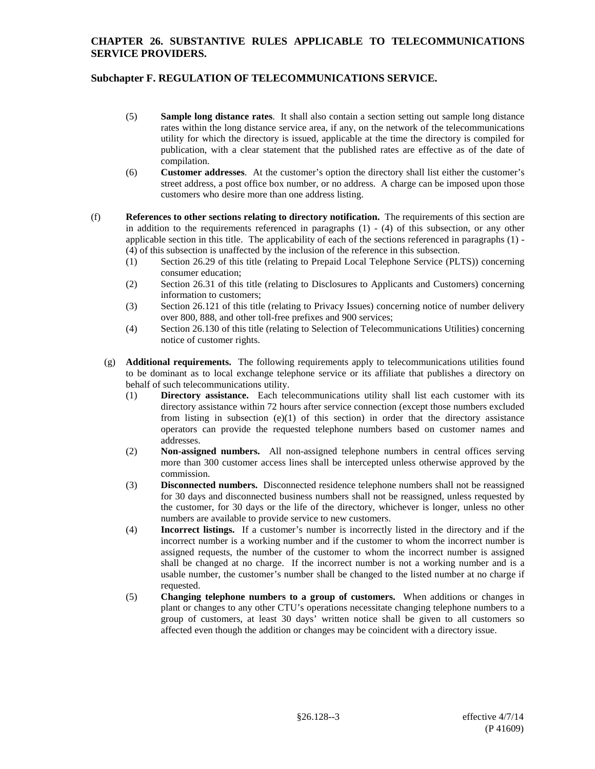(5) **Sample long distance rates**. It shall also contain a section setting out sample long distance rates within the long distance service area, if any, on the network of the telecommunications utility for which the directory is issued, applicable at the time the directory is compiled for publication, with a clear statement that the published rates are effective as of the date of compilation.

(6) **Customer addresses**. At the customer's option the directory shall list either the customer's street address, a post office box number, or no address. A charge can be imposed upon those customers who desire more than one address listing.

(f) **References to other sections relating to directory notification.** The requirements of this section are in addition to the requirements referenced in paragraphs (1) - (4) of this subsection, or any other applicable section in this title. The applicability of each of the sections referenced in paragraphs (1) - (4) of this subsection is unaffected by the inclusion of the reference in this subsection.

(1) Section 26.29 of this title (relating to Prepaid Local Telephone Service (PLTS)) concerning consumer education;

(2) Section 26.31 of this title (relating to Disclosures to Applicants and Customers) concerning information to customers;

(3) Section 26.121 of this title (relating to Privacy Issues) concerning notice of number delivery over 800, 888, and other toll-free prefixes and 900 services;

(4) Section 26.130 of this title (relating to Selection of Telecommunications Utilities) concerning notice of customer rights.

(g) **Additional requirements.** The following requirements apply to telecommunications utilities found to be dominant as to local exchange telephone service or its affiliate that publishes a directory on behalf of such telecommunications utility.

(1) **Directory assistance.** Each telecommunications utility shall list each customer with its directory assistance within 72 hours after service connection (except those numbers excluded from listing in subsection (e)(1) of this section) in order that the directory assistance operators can provide the requested telephone numbers based on customer names and addresses.

(2) **Non-assigned numbers.** All non-assigned telephone numbers in central offices serving more than 300 customer access lines shall be intercepted unless otherwise approved by the commission.

(3) **Disconnected numbers.** Disconnected residence telephone numbers shall not be reassigned for 30 days and disconnected business numbers shall not be reassigned, unless requested by the customer, for 30 days or the life of the directory, whichever is longer, unless no other numbers are available to provide service to new customers.

(4) **Incorrect listings.** If a customer's number is incorrectly listed in the directory and if the incorrect number is a working number and if the customer to whom the incorrect number is assigned requests, the number of the customer to whom the incorrect number is assigned shall be changed at no charge. If the incorrect number is not a working number and is a usable number, the customer's number shall be changed to the listed number at no charge if requested.

(5) **Changing telephone numbers to a group of customers.** When additions or changes in plant or changes to any other CTU's operations necessitate changing telephone numbers to a group of customers, at least 30 days' written notice shall be given to all customers so affected even though the addition or changes may be coincident with a directory issue.